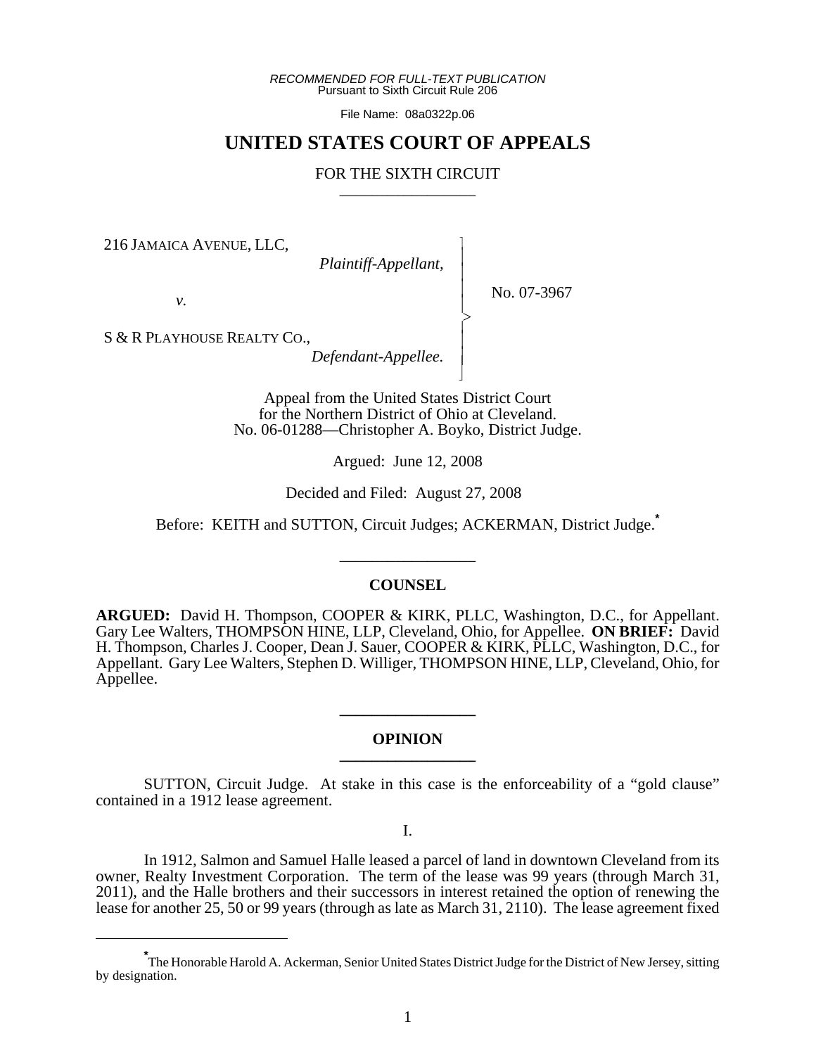*RECOMMENDED FOR FULL-TEXT PUBLICATION*
Pursuant to Sixth Circuit Rule 206

File Name: 08a0322p.06

# UNITED STATES COURT OF APPEALS

## FOR THE SIXTH CIRCUIT

216 JAMAICA AVENUE, LLC,
*Plaintiff-Appellant,*

*v.*

S & R PLAYHOUSE REALTY CO.,
*Defendant-Appellee.*

No. 07-3967

Appeal from the United States District Court
for the Northern District of Ohio at Cleveland.
No. 06-01288—Christopher A. Boyko, District Judge.

Argued: June 12, 2008

Decided and Filed: August 27, 2008

Before: KEITH and SUTTON, Circuit Judges; ACKERMAN, District Judge.[*]

## COUNSEL

**ARGUED:** David H. Thompson, COOPER & KIRK, PLLC, Washington, D.C., for Appellant. Gary Lee Walters, THOMPSON HINE, LLP, Cleveland, Ohio, for Appellee. **ON BRIEF:** David H. Thompson, Charles J. Cooper, Dean J. Sauer, COOPER & KIRK, PLLC, Washington, D.C., for Appellant. Gary Lee Walters, Stephen D. Williger, THOMPSON HINE, LLP, Cleveland, Ohio, for Appellee.

## OPINION

SUTTON, Circuit Judge. At stake in this case is the enforceability of a "gold clause" contained in a 1912 lease agreement.

I.

In 1912, Salmon and Samuel Halle leased a parcel of land in downtown Cleveland from its owner, Realty Investment Corporation. The term of the lease was 99 years (through March 31, 2011), and the Halle brothers and their successors in interest retained the option of renewing the lease for another 25, 50 or 99 years (through as late as March 31, 2110). The lease agreement fixed

[*] The Honorable Harold A. Ackerman, Senior United States District Judge for the District of New Jersey, sitting by designation.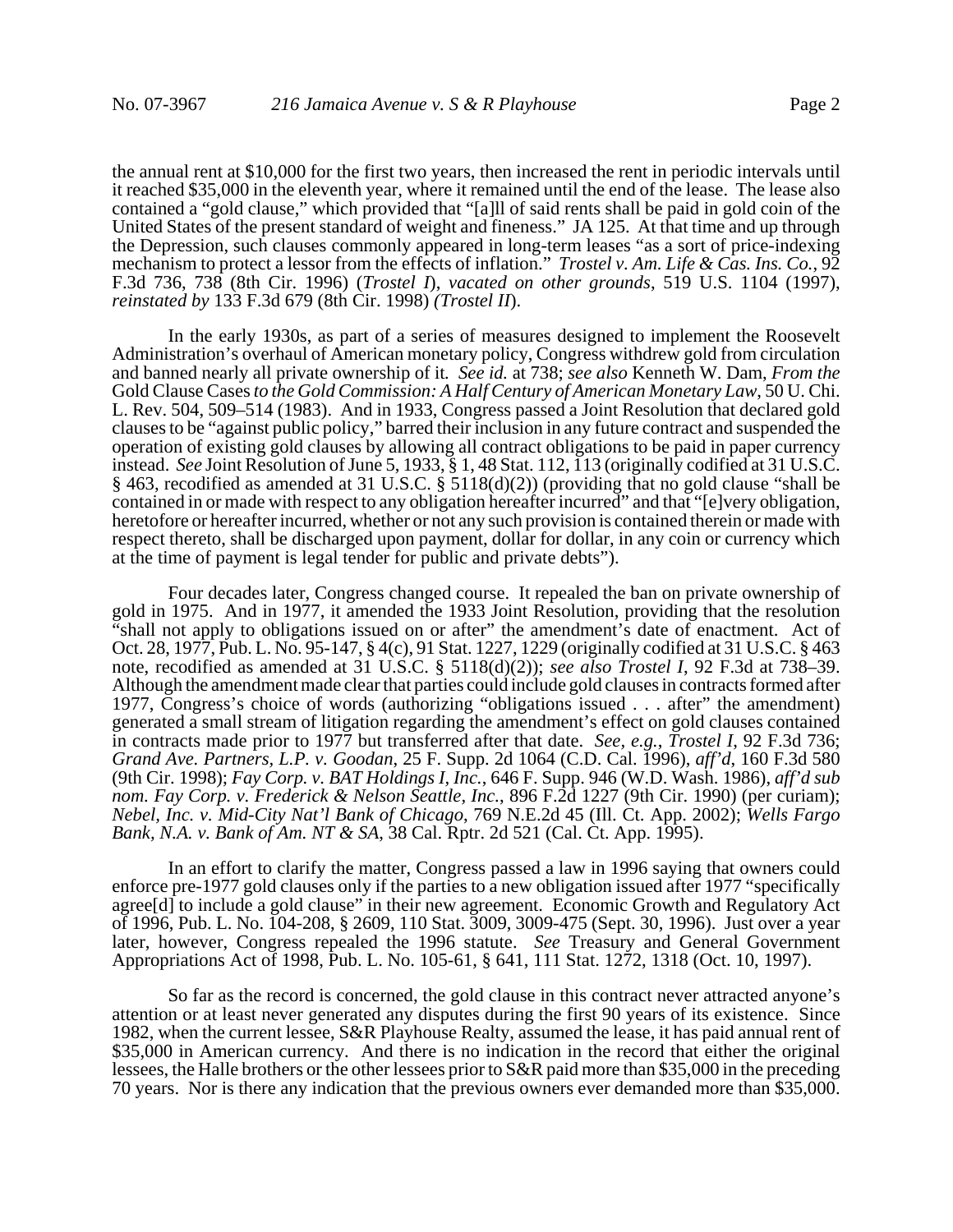the annual rent at $10,000 for the first two years, then increased the rent in periodic intervals until it reached $35,000 in the eleventh year, where it remained until the end of the lease. The lease also contained a "gold clause," which provided that "[a]ll of said rents shall be paid in gold coin of the United States of the present standard of weight and fineness." JA 125. At that time and up through the Depression, such clauses commonly appeared in long-term leases "as a sort of price-indexing mechanism to protect a lessor from the effects of inflation." *Trostel v. Am. Life & Cas. Ins. Co.*, 92 F.3d 736, 738 (8th Cir. 1996) (*Trostel I*), *vacated on other grounds*, 519 U.S. 1104 (1997), *reinstated by* 133 F.3d 679 (8th Cir. 1998) *(Trostel II*).

In the early 1930s, as part of a series of measures designed to implement the Roosevelt Administration's overhaul of American monetary policy, Congress withdrew gold from circulation and banned nearly all private ownership of it. *See id.* at 738; *see also* Kenneth W. Dam, *From the* Gold Clause Cases *to the Gold Commission: A Half Century of American Monetary Law*, 50 U. Chi. L. Rev. 504, 509–514 (1983). And in 1933, Congress passed a Joint Resolution that declared gold clauses to be "against public policy," barred their inclusion in any future contract and suspended the operation of existing gold clauses by allowing all contract obligations to be paid in paper currency instead. *See* Joint Resolution of June 5, 1933, § 1, 48 Stat. 112, 113 (originally codified at 31 U.S.C. § 463, recodified as amended at 31 U.S.C. § 5118(d)(2)) (providing that no gold clause "shall be contained in or made with respect to any obligation hereafter incurred" and that "[e]very obligation, heretofore or hereafter incurred, whether or not any such provision is contained therein or made with respect thereto, shall be discharged upon payment, dollar for dollar, in any coin or currency which at the time of payment is legal tender for public and private debts").

Four decades later, Congress changed course. It repealed the ban on private ownership of gold in 1975. And in 1977, it amended the 1933 Joint Resolution, providing that the resolution "shall not apply to obligations issued on or after" the amendment's date of enactment. Act of Oct. 28, 1977, Pub. L. No. 95-147, § 4(c), 91 Stat. 1227, 1229 (originally codified at 31 U.S.C. § 463 note, recodified as amended at 31 U.S.C. § 5118(d)(2)); *see also Trostel I*, 92 F.3d at 738–39. Although the amendment made clear that parties could include gold clauses in contracts formed after 1977, Congress's choice of words (authorizing "obligations issued . . . after" the amendment) generated a small stream of litigation regarding the amendment's effect on gold clauses contained in contracts made prior to 1977 but transferred after that date. *See, e.g.*, *Trostel I*, 92 F.3d 736; *Grand Ave. Partners, L.P. v. Goodan*, 25 F. Supp. 2d 1064 (C.D. Cal. 1996), *aff'd*, 160 F.3d 580 (9th Cir. 1998); *Fay Corp. v. BAT Holdings I, Inc.*, 646 F. Supp. 946 (W.D. Wash. 1986), *aff'd sub nom. Fay Corp. v. Frederick & Nelson Seattle, Inc.*, 896 F.2d 1227 (9th Cir. 1990) (per curiam); *Nebel, Inc. v. Mid-City Nat'l Bank of Chicago*, 769 N.E.2d 45 (Ill. Ct. App. 2002); *Wells Fargo Bank, N.A. v. Bank of Am. NT & SA*, 38 Cal. Rptr. 2d 521 (Cal. Ct. App. 1995).

In an effort to clarify the matter, Congress passed a law in 1996 saying that owners could enforce pre-1977 gold clauses only if the parties to a new obligation issued after 1977 "specifically agree[d] to include a gold clause" in their new agreement. Economic Growth and Regulatory Act of 1996, Pub. L. No. 104-208, § 2609, 110 Stat. 3009, 3009-475 (Sept. 30, 1996). Just over a year later, however, Congress repealed the 1996 statute. *See* Treasury and General Government Appropriations Act of 1998, Pub. L. No. 105-61, § 641, 111 Stat. 1272, 1318 (Oct. 10, 1997).

So far as the record is concerned, the gold clause in this contract never attracted anyone's attention or at least never generated any disputes during the first 90 years of its existence. Since 1982, when the current lessee, S&R Playhouse Realty, assumed the lease, it has paid annual rent of $35,000 in American currency. And there is no indication in the record that either the original lessees, the Halle brothers or the other lessees prior to S&R paid more than $35,000 in the preceding 70 years. Nor is there any indication that the previous owners ever demanded more than $35,000.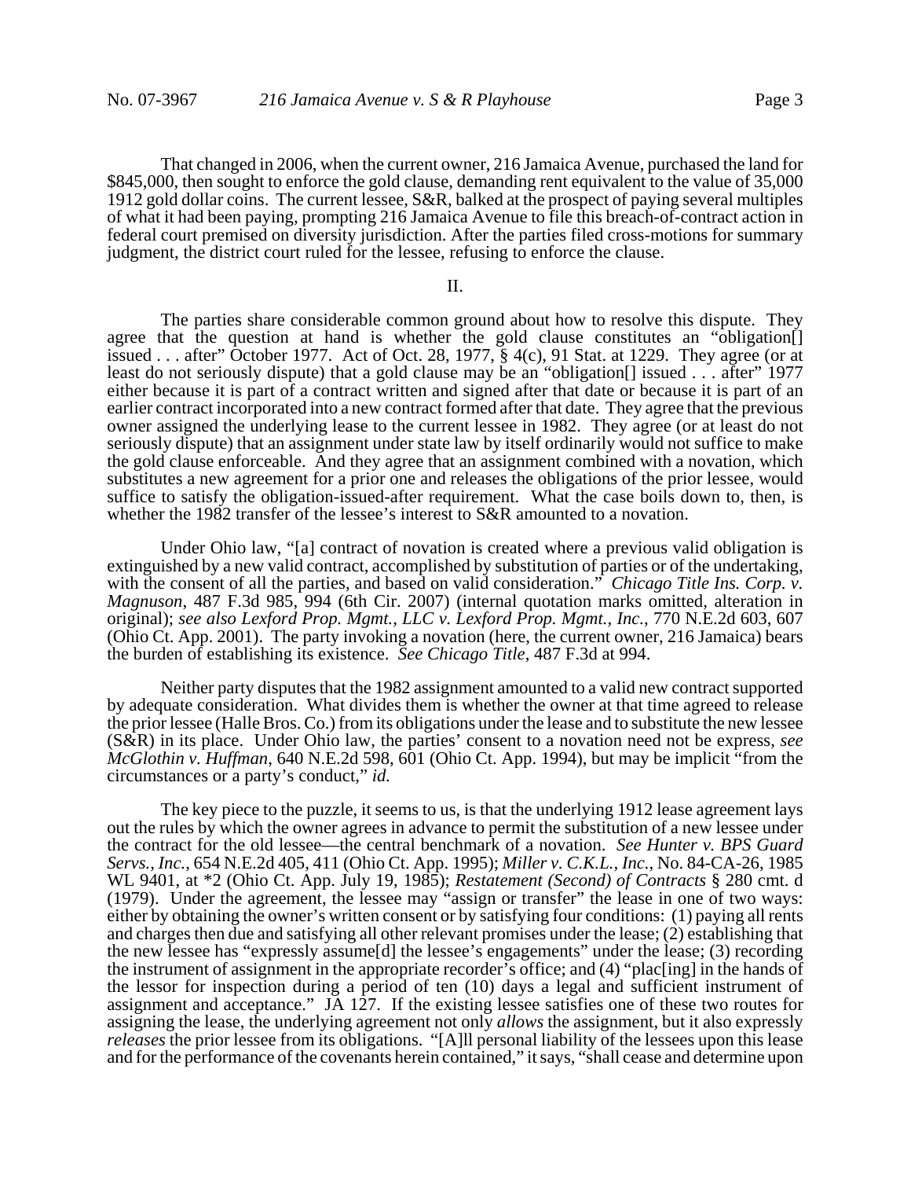That changed in 2006, when the current owner, 216 Jamaica Avenue, purchased the land for $845,000, then sought to enforce the gold clause, demanding rent equivalent to the value of 35,000 1912 gold dollar coins. The current lessee, S&R, balked at the prospect of paying several multiples of what it had been paying, prompting 216 Jamaica Avenue to file this breach-of-contract action in federal court premised on diversity jurisdiction. After the parties filed cross-motions for summary judgment, the district court ruled for the lessee, refusing to enforce the clause.

## II.

The parties share considerable common ground about how to resolve this dispute. They agree that the question at hand is whether the gold clause constitutes an "obligation[] issued . . . after" October 1977. Act of Oct. 28, 1977, § 4(c), 91 Stat. at 1229. They agree (or at least do not seriously dispute) that a gold clause may be an "obligation[] issued . . . after" 1977 either because it is part of a contract written and signed after that date or because it is part of an earlier contract incorporated into a new contract formed after that date. They agree that the previous owner assigned the underlying lease to the current lessee in 1982. They agree (or at least do not seriously dispute) that an assignment under state law by itself ordinarily would not suffice to make the gold clause enforceable. And they agree that an assignment combined with a novation, which substitutes a new agreement for a prior one and releases the obligations of the prior lessee, would suffice to satisfy the obligation-issued-after requirement. What the case boils down to, then, is whether the 1982 transfer of the lessee's interest to S&R amounted to a novation.

Under Ohio law, "[a] contract of novation is created where a previous valid obligation is extinguished by a new valid contract, accomplished by substitution of parties or of the undertaking, with the consent of all the parties, and based on valid consideration." *Chicago Title Ins. Corp. v. Magnuson*, 487 F.3d 985, 994 (6th Cir. 2007) (internal quotation marks omitted, alteration in original); *see also Lexford Prop. Mgmt., LLC v. Lexford Prop. Mgmt., Inc.*, 770 N.E.2d 603, 607 (Ohio Ct. App. 2001). The party invoking a novation (here, the current owner, 216 Jamaica) bears the burden of establishing its existence. *See Chicago Title*, 487 F.3d at 994.

Neither party disputes that the 1982 assignment amounted to a valid new contract supported by adequate consideration. What divides them is whether the owner at that time agreed to release the prior lessee (Halle Bros. Co.) from its obligations under the lease and to substitute the new lessee (S&R) in its place. Under Ohio law, the parties' consent to a novation need not be express, *see McGlothin v. Huffman*, 640 N.E.2d 598, 601 (Ohio Ct. App. 1994), but may be implicit "from the circumstances or a party's conduct," *id.*

The key piece to the puzzle, it seems to us, is that the underlying 1912 lease agreement lays out the rules by which the owner agrees in advance to permit the substitution of a new lessee under the contract for the old lessee—the central benchmark of a novation. *See Hunter v. BPS Guard Servs., Inc.*, 654 N.E.2d 405, 411 (Ohio Ct. App. 1995); *Miller v. C.K.L., Inc.*, No. 84-CA-26, 1985 WL 9401, at *2 (Ohio Ct. App. July 19, 1985); *Restatement (Second) of Contracts* § 280 cmt. d (1979). Under the agreement, the lessee may "assign or transfer" the lease in one of two ways: either by obtaining the owner's written consent or by satisfying four conditions: (1) paying all rents and charges then due and satisfying all other relevant promises under the lease; (2) establishing that the new lessee has "expressly assume[d] the lessee's engagements" under the lease; (3) recording the instrument of assignment in the appropriate recorder's office; and (4) "plac[ing] in the hands of the lessor for inspection during a period of ten (10) days a legal and sufficient instrument of assignment and acceptance." JA 127. If the existing lessee satisfies one of these two routes for assigning the lease, the underlying agreement not only *allows* the assignment, but it also expressly *releases* the prior lessee from its obligations. "[A]ll personal liability of the lessees upon this lease and for the performance of the covenants herein contained," it says, "shall cease and determine upon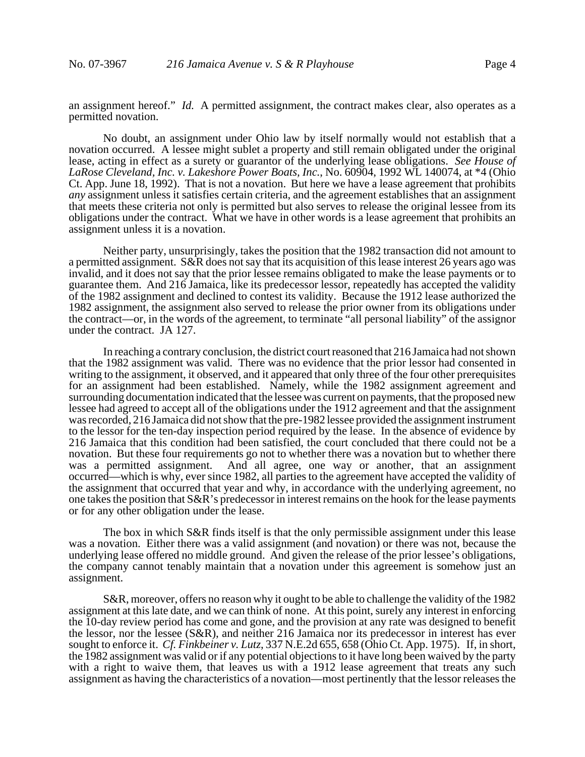an assignment hereof." *Id.* A permitted assignment, the contract makes clear, also operates as a permitted novation.

No doubt, an assignment under Ohio law by itself normally would not establish that a novation occurred. A lessee might sublet a property and still remain obligated under the original lease, acting in effect as a surety or guarantor of the underlying lease obligations. *See House of LaRose Cleveland, Inc. v. Lakeshore Power Boats, Inc.*, No. 60904, 1992 WL 140074, at *4 (Ohio Ct. App. June 18, 1992). That is not a novation. But here we have a lease agreement that prohibits *any* assignment unless it satisfies certain criteria, and the agreement establishes that an assignment that meets these criteria not only is permitted but also serves to release the original lessee from its obligations under the contract. What we have in other words is a lease agreement that prohibits an assignment unless it is a novation.

Neither party, unsurprisingly, takes the position that the 1982 transaction did not amount to a permitted assignment. S&R does not say that its acquisition of this lease interest 26 years ago was invalid, and it does not say that the prior lessee remains obligated to make the lease payments or to guarantee them. And 216 Jamaica, like its predecessor lessor, repeatedly has accepted the validity of the 1982 assignment and declined to contest its validity. Because the 1912 lease authorized the 1982 assignment, the assignment also served to release the prior owner from its obligations under the contract—or, in the words of the agreement, to terminate "all personal liability" of the assignor under the contract. JA 127.

In reaching a contrary conclusion, the district court reasoned that 216 Jamaica had not shown that the 1982 assignment was valid. There was no evidence that the prior lessor had consented in writing to the assignment, it observed, and it appeared that only three of the four other prerequisites for an assignment had been established. Namely, while the 1982 assignment agreement and surrounding documentation indicated that the lessee was current on payments, that the proposed new lessee had agreed to accept all of the obligations under the 1912 agreement and that the assignment was recorded, 216 Jamaica did not show that the pre-1982 lessee provided the assignment instrument to the lessor for the ten-day inspection period required by the lease. In the absence of evidence by 216 Jamaica that this condition had been satisfied, the court concluded that there could not be a novation. But these four requirements go not to whether there was a novation but to whether there was a permitted assignment. And all agree, one way or another, that an assignment occurred—which is why, ever since 1982, all parties to the agreement have accepted the validity of the assignment that occurred that year and why, in accordance with the underlying agreement, no one takes the position that S&R's predecessor in interest remains on the hook for the lease payments or for any other obligation under the lease.

The box in which S&R finds itself is that the only permissible assignment under this lease was a novation. Either there was a valid assignment (and novation) or there was not, because the underlying lease offered no middle ground. And given the release of the prior lessee's obligations, the company cannot tenably maintain that a novation under this agreement is somehow just an assignment.

S&R, moreover, offers no reason why it ought to be able to challenge the validity of the 1982 assignment at this late date, and we can think of none. At this point, surely any interest in enforcing the 10-day review period has come and gone, and the provision at any rate was designed to benefit the lessor, nor the lessee (S&R), and neither 216 Jamaica nor its predecessor in interest has ever sought to enforce it. *Cf. Finkbeiner v. Lutz*, 337 N.E.2d 655, 658 (Ohio Ct. App. 1975). If, in short, the 1982 assignment was valid or if any potential objections to it have long been waived by the party with a right to waive them, that leaves us with a 1912 lease agreement that treats any such assignment as having the characteristics of a novation—most pertinently that the lessor releases the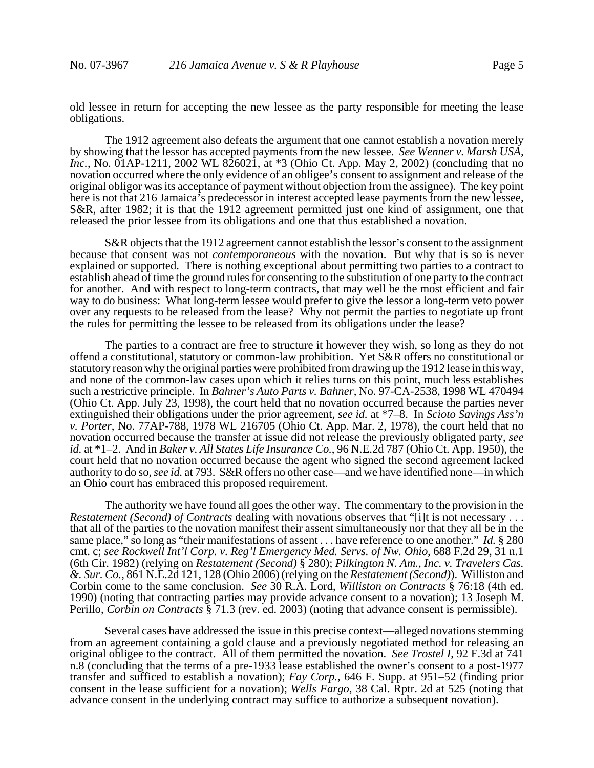old lessee in return for accepting the new lessee as the party responsible for meeting the lease obligations.

The 1912 agreement also defeats the argument that one cannot establish a novation merely by showing that the lessor has accepted payments from the new lessee. *See Wenner v. Marsh USA, Inc.*, No. 01AP-1211, 2002 WL 826021, at *3 (Ohio Ct. App. May 2, 2002) (concluding that no novation occurred where the only evidence of an obligee's consent to assignment and release of the original obligor was its acceptance of payment without objection from the assignee). The key point here is not that 216 Jamaica's predecessor in interest accepted lease payments from the new lessee, S&R, after 1982; it is that the 1912 agreement permitted just one kind of assignment, one that released the prior lessee from its obligations and one that thus established a novation.

S&R objects that the 1912 agreement cannot establish the lessor's consent to the assignment because that consent was not *contemporaneous* with the novation. But why that is so is never explained or supported. There is nothing exceptional about permitting two parties to a contract to establish ahead of time the ground rules for consenting to the substitution of one party to the contract for another. And with respect to long-term contracts, that may well be the most efficient and fair way to do business: What long-term lessee would prefer to give the lessor a long-term veto power over any requests to be released from the lease? Why not permit the parties to negotiate up front the rules for permitting the lessee to be released from its obligations under the lease?

The parties to a contract are free to structure it however they wish, so long as they do not offend a constitutional, statutory or common-law prohibition. Yet S&R offers no constitutional or statutory reason why the original parties were prohibited from drawing up the 1912 lease in this way, and none of the common-law cases upon which it relies turns on this point, much less establishes such a restrictive principle. In *Bahner's Auto Parts v. Bahner*, No. 97-CA-2538, 1998 WL 470494 (Ohio Ct. App. July 23, 1998), the court held that no novation occurred because the parties never extinguished their obligations under the prior agreement, *see id.* at *7–8. In *Scioto Savings Ass'n v. Porter*, No. 77AP-788, 1978 WL 216705 (Ohio Ct. App. Mar. 2, 1978), the court held that no novation occurred because the transfer at issue did not release the previously obligated party, *see id.* at *1–2. And in *Baker v. All States Life Insurance Co.*, 96 N.E.2d 787 (Ohio Ct. App. 1950), the court held that no novation occurred because the agent who signed the second agreement lacked authority to do so, *see id.* at 793. S&R offers no other case—and we have identified none—in which an Ohio court has embraced this proposed requirement.

The authority we have found all goes the other way. The commentary to the provision in the *Restatement (Second) of Contracts* dealing with novations observes that "[i]t is not necessary . . . that all of the parties to the novation manifest their assent simultaneously nor that they all be in the same place," so long as "their manifestations of assent . . . have reference to one another." *Id.* § 280 cmt. c; *see Rockwell Int'l Corp. v. Reg'l Emergency Med. Servs. of Nw. Ohio*, 688 F.2d 29, 31 n.1 (6th Cir. 1982) (relying on *Restatement (Second)* § 280); *Pilkington N. Am., Inc. v. Travelers Cas. &. Sur. Co.*, 861 N.E.2d 121, 128 (Ohio 2006) (relying on the *Restatement (Second)*). Williston and Corbin come to the same conclusion. *See* 30 R.A. Lord, *Williston on Contracts* § 76:18 (4th ed. 1990) (noting that contracting parties may provide advance consent to a novation); 13 Joseph M. Perillo, *Corbin on Contracts* § 71.3 (rev. ed. 2003) (noting that advance consent is permissible).

Several cases have addressed the issue in this precise context—alleged novations stemming from an agreement containing a gold clause and a previously negotiated method for releasing an original obligee to the contract. All of them permitted the novation. *See Trostel I*, 92 F.3d at 741 n.8 (concluding that the terms of a pre-1933 lease established the owner's consent to a post-1977 transfer and sufficed to establish a novation); *Fay Corp.*, 646 F. Supp. at 951–52 (finding prior consent in the lease sufficient for a novation); *Wells Fargo*, 38 Cal. Rptr. 2d at 525 (noting that advance consent in the underlying contract may suffice to authorize a subsequent novation).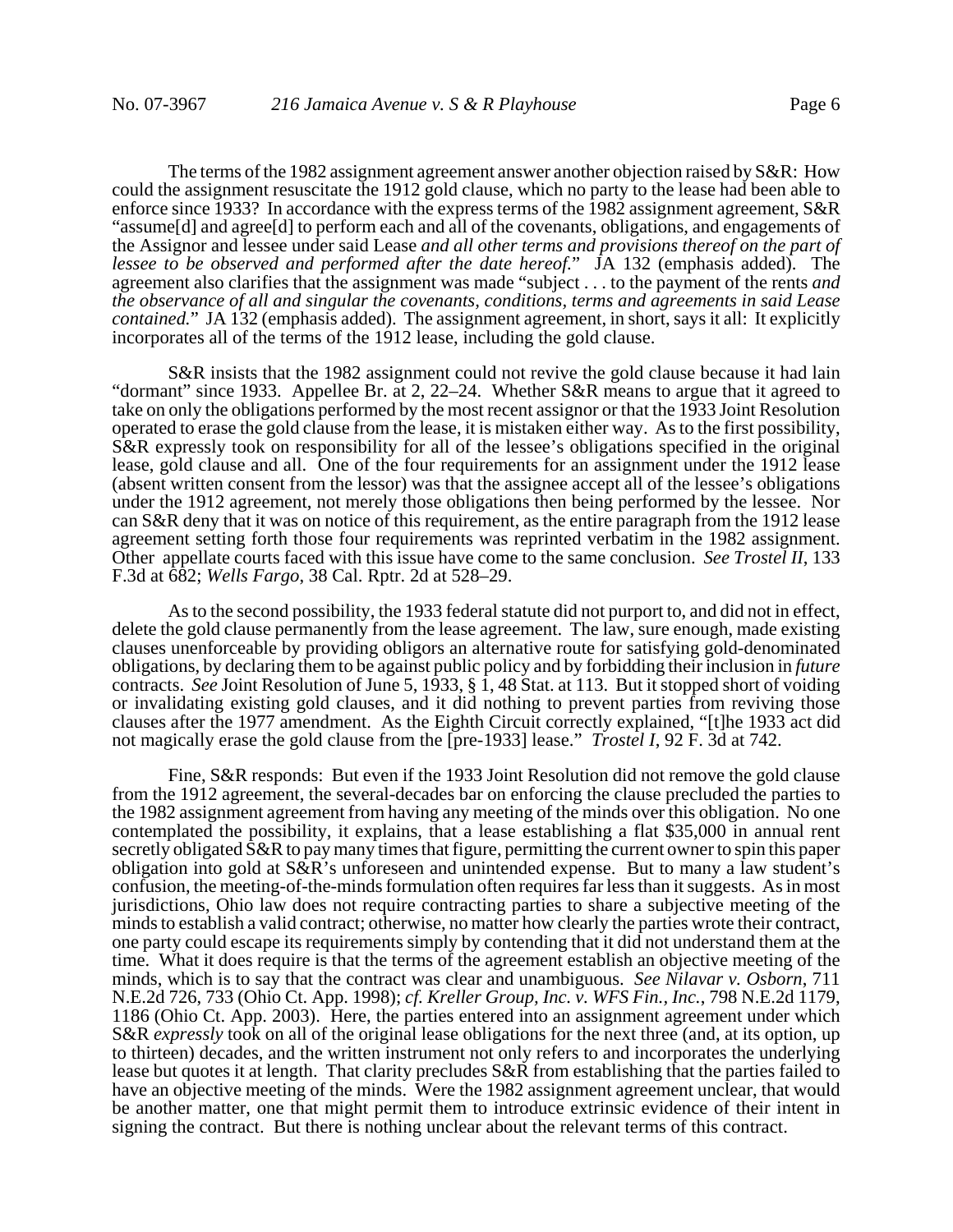The terms of the 1982 assignment agreement answer another objection raised by S&R: How could the assignment resuscitate the 1912 gold clause, which no party to the lease had been able to enforce since 1933? In accordance with the express terms of the 1982 assignment agreement, S&R "assume[d] and agree[d] to perform each and all of the covenants, obligations, and engagements of the Assignor and lessee under said Lease *and all other terms and provisions thereof on the part of lessee to be observed and performed after the date hereof.*" JA 132 (emphasis added). The agreement also clarifies that the assignment was made "subject . . . to the payment of the rents *and the observance of all and singular the covenants, conditions, terms and agreements in said Lease contained.*" JA 132 (emphasis added). The assignment agreement, in short, says it all: It explicitly incorporates all of the terms of the 1912 lease, including the gold clause.

S&R insists that the 1982 assignment could not revive the gold clause because it had lain "dormant" since 1933. Appellee Br. at 2, 22–24. Whether S&R means to argue that it agreed to take on only the obligations performed by the most recent assignor or that the 1933 Joint Resolution operated to erase the gold clause from the lease, it is mistaken either way. As to the first possibility, S&R expressly took on responsibility for all of the lessee's obligations specified in the original lease, gold clause and all. One of the four requirements for an assignment under the 1912 lease (absent written consent from the lessor) was that the assignee accept all of the lessee's obligations under the 1912 agreement, not merely those obligations then being performed by the lessee. Nor can S&R deny that it was on notice of this requirement, as the entire paragraph from the 1912 lease agreement setting forth those four requirements was reprinted verbatim in the 1982 assignment. Other appellate courts faced with this issue have come to the same conclusion. *See Trostel II*, 133 F.3d at 682; *Wells Fargo*, 38 Cal. Rptr. 2d at 528–29.

As to the second possibility, the 1933 federal statute did not purport to, and did not in effect, delete the gold clause permanently from the lease agreement. The law, sure enough, made existing clauses unenforceable by providing obligors an alternative route for satisfying gold-denominated obligations, by declaring them to be against public policy and by forbidding their inclusion in *future* contracts. *See* Joint Resolution of June 5, 1933, § 1, 48 Stat. at 113. But it stopped short of voiding or invalidating existing gold clauses, and it did nothing to prevent parties from reviving those clauses after the 1977 amendment. As the Eighth Circuit correctly explained, "[t]he 1933 act did not magically erase the gold clause from the [pre-1933] lease." *Trostel I*, 92 F. 3d at 742.

Fine, S&R responds: But even if the 1933 Joint Resolution did not remove the gold clause from the 1912 agreement, the several-decades bar on enforcing the clause precluded the parties to the 1982 assignment agreement from having any meeting of the minds over this obligation. No one contemplated the possibility, it explains, that a lease establishing a flat $35,000 in annual rent secretly obligated S&R to pay many times that figure, permitting the current owner to spin this paper obligation into gold at S&R's unforeseen and unintended expense. But to many a law student's confusion, the meeting-of-the-minds formulation often requires far less than it suggests. As in most jurisdictions, Ohio law does not require contracting parties to share a subjective meeting of the minds to establish a valid contract; otherwise, no matter how clearly the parties wrote their contract, one party could escape its requirements simply by contending that it did not understand them at the time. What it does require is that the terms of the agreement establish an objective meeting of the minds, which is to say that the contract was clear and unambiguous. *See Nilavar v. Osborn*, 711 N.E.2d 726, 733 (Ohio Ct. App. 1998); *cf. Kreller Group, Inc. v. WFS Fin., Inc.*, 798 N.E.2d 1179, 1186 (Ohio Ct. App. 2003). Here, the parties entered into an assignment agreement under which S&R *expressly* took on all of the original lease obligations for the next three (and, at its option, up to thirteen) decades, and the written instrument not only refers to and incorporates the underlying lease but quotes it at length. That clarity precludes S&R from establishing that the parties failed to have an objective meeting of the minds. Were the 1982 assignment agreement unclear, that would be another matter, one that might permit them to introduce extrinsic evidence of their intent in signing the contract. But there is nothing unclear about the relevant terms of this contract.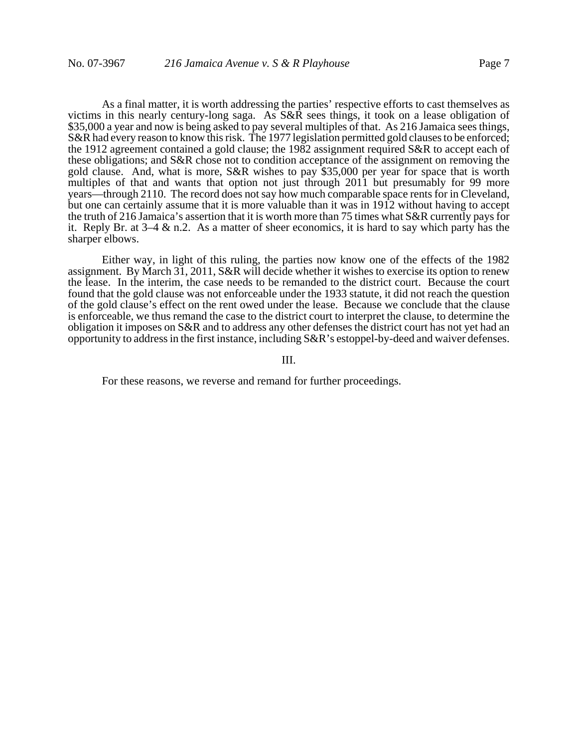As a final matter, it is worth addressing the parties' respective efforts to cast themselves as victims in this nearly century-long saga. As S&R sees things, it took on a lease obligation of $35,000 a year and now is being asked to pay several multiples of that. As 216 Jamaica sees things, S&R had every reason to know this risk. The 1977 legislation permitted gold clauses to be enforced; the 1912 agreement contained a gold clause; the 1982 assignment required S&R to accept each of these obligations; and S&R chose not to condition acceptance of the assignment on removing the gold clause. And, what is more, S&R wishes to pay $35,000 per year for space that is worth multiples of that and wants that option not just through 2011 but presumably for 99 more years—through 2110. The record does not say how much comparable space rents for in Cleveland, but one can certainly assume that it is more valuable than it was in 1912 without having to accept the truth of 216 Jamaica's assertion that it is worth more than 75 times what S&R currently pays for it. Reply Br. at 3–4 & n.2. As a matter of sheer economics, it is hard to say which party has the sharper elbows.

Either way, in light of this ruling, the parties now know one of the effects of the 1982 assignment. By March 31, 2011, S&R will decide whether it wishes to exercise its option to renew the lease. In the interim, the case needs to be remanded to the district court. Because the court found that the gold clause was not enforceable under the 1933 statute, it did not reach the question of the gold clause's effect on the rent owed under the lease. Because we conclude that the clause is enforceable, we thus remand the case to the district court to interpret the clause, to determine the obligation it imposes on S&R and to address any other defenses the district court has not yet had an opportunity to address in the first instance, including S&R's estoppel-by-deed and waiver defenses.

## III.

For these reasons, we reverse and remand for further proceedings.